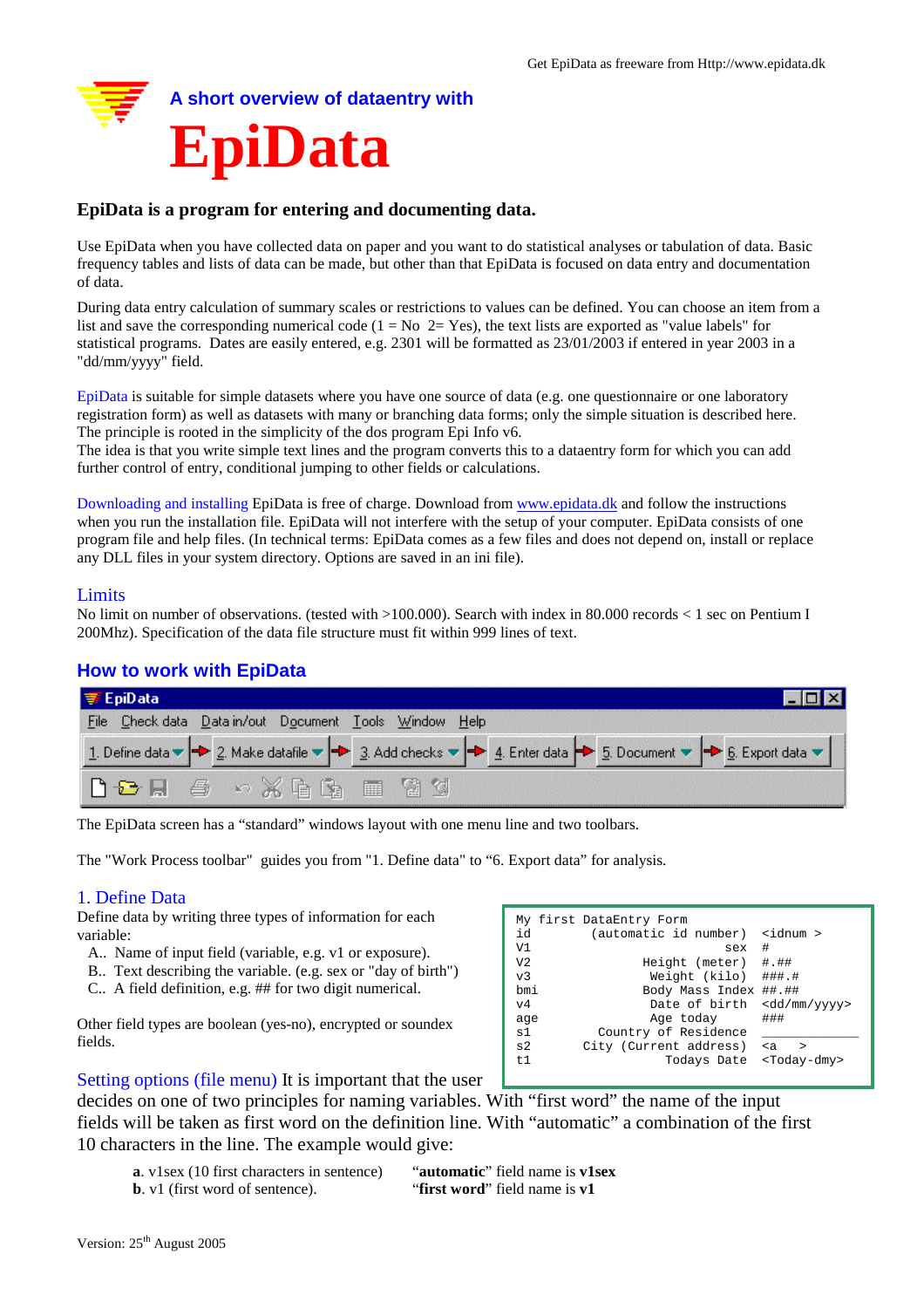Get EpiData as freeware from Http://www.epidata.dk

## A short overview of dataentry with

# EpiData

**EpiData is a program for entering and documenting data.**

Use EpiData when you have collected data on paper and you want to do statistical analyses or tabulation of data. Basic frequency tables and lists of data can be made, but other than that EpiData is focused on data entry and documentation of data.

During data entry calculation of summary scales or restrictions to values can be defined. You can choose an item from a list and save the corresponding numerical code (1 = No 2= Yes), the text lists are exported as "value labels" for statistical programs. Dates are easily entered, e.g. 2301 will be formatted as 23/01/2003 if entered in year 2003 in a "dd/mm/yyyy" field.

EpiData is suitable for simple datasets where you have one source of data (e.g. one questionnaire or one laboratory registration form) as well as datasets with many or branching data forms; only the simple situation is described here. The principle is rooted in the simplicity of the dos program Epi Info v6.
The idea is that you write simple text lines and the program converts this to a dataentry form for which you can add further control of entry, conditional jumping to other fields or calculations.

Downloading and installing EpiData is free of charge. Download from www.epidata.dk and follow the instructions when you run the installation file. EpiData will not interfere with the setup of your computer. EpiData consists of one program file and help files. (In technical terms: EpiData comes as a few files and does not depend on, install or replace any DLL files in your system directory. Options are saved in an ini file).

### Limits

No limit on number of observations. (tested with >100.000). Search with index in 80.000 records < 1 sec on Pentium I 200Mhz). Specification of the data file structure must fit within 999 lines of text.

## How to work with EpiData

EpiData — File | Check data | Data in/out | Document | Tools | Window | Help

1. Define data → 2. Make datafile → 3. Add checks → 4. Enter data → 5. Document → 6. Export data

The EpiData screen has a "standard" windows layout with one menu line and two toolbars.

The "Work Process toolbar" guides you from "1. Define data" to "6. Export data" for analysis.

### 1. Define Data

Define data by writing three types of information for each variable:

A.. Name of input field (variable, e.g. v1 or exposure).
B.. Text describing the variable. (e.g. sex or "day of birth")
C.. A field definition, e.g. ## for two digit numerical.

Other field types are boolean (yes-no), encrypted or soundex fields.

```
My first DataEntry Form
id        (automatic id number)  <idnum >
V1                          sex  #
V2               Height (meter)  #.##
v3                Weight (kilo)  ###.#
bmi             Body Mass Index  ##.##
v4                Date of birth  <dd/mm/yyyy>
age                   Age today  ###
s1         Country of Residence  ____________
s2        City (Current address) <a    >
t1                  Todays Date  <Today-dmy>
```

Setting options (file menu) It is important that the user decides on one of two principles for naming variables. With "first word" the name of the input fields will be taken as first word on the definition line. With "automatic" a combination of the first 10 characters in the line. The example would give:

| | |
|---|---|
| **a**. v1sex (10 first characters in sentence) | "**automatic**" field name is **v1sex** |
| **b**. v1 (first word of sentence). | "**first word**" field name is **v1** |

Version: 25th August 2005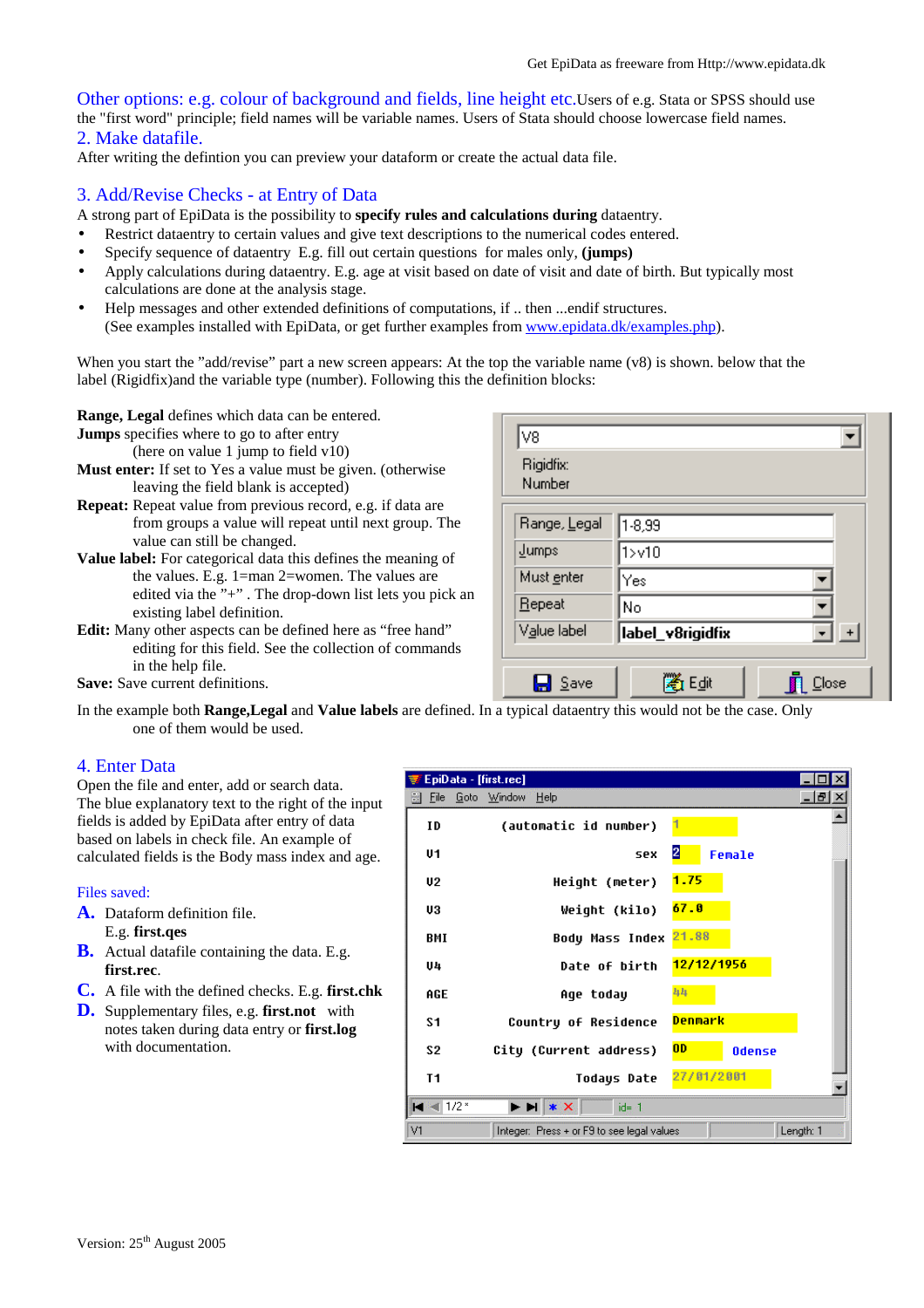## Other options: e.g. colour of background and fields, line height etc.

Users of e.g. Stata or SPSS should use the "first word" principle; field names will be variable names. Users of Stata should choose lowercase field names.

## 2. Make datafile.

After writing the defintion you can preview your dataform or create the actual data file.

## 3. Add/Revise Checks - at Entry of Data

A strong part of EpiData is the possibility to **specify rules and calculations during** dataentry.

- Restrict dataentry to certain values and give text descriptions to the numerical codes entered.
- Specify sequence of dataentry E.g. fill out certain questions for males only, **(jumps)**
- Apply calculations during dataentry. E.g. age at visit based on date of visit and date of birth. But typically most calculations are done at the analysis stage.
- Help messages and other extended definitions of computations, if .. then ...endif structures. (See examples installed with EpiData, or get further examples from www.epidata.dk/examples.php).

When you start the "add/revise" part a new screen appears: At the top the variable name (v8) is shown. below that the label (Rigidfix)and the variable type (number). Following this the definition blocks:

**Range, Legal** defines which data can be entered.
**Jumps** specifies where to go to after entry (here on value 1 jump to field v10)
**Must enter:** If set to Yes a value must be given. (otherwise leaving the field blank is accepted)
**Repeat:** Repeat value from previous record, e.g. if data are from groups a value will repeat until next group. The value can still be changed.
**Value label:** For categorical data this defines the meaning of the values. E.g. 1=man 2=women. The values are edited via the "+" . The drop-down list lets you pick an existing label definition.
**Edit:** Many other aspects can be defined here as "free hand" editing for this field. See the collection of commands in the help file.
**Save:** Save current definitions.

| V8 | |
|---|---|
| Rigidfix | |
| Number | |
| Range, Legal | 1-8,99 |
| Jumps | 1>v10 |
| Must enter | Yes |
| Repeat | No |
| Value label | label_v8rigidfix |

Save | Edit | Close

In the example both **Range,Legal** and **Value labels** are defined. In a typical dataentry this would not be the case. Only one of them would be used.

## 4. Enter Data

Open the file and enter, add or search data.
The blue explanatory text to the right of the input fields is added by EpiData after entry of data based on labels in check file. An example of calculated fields is the Body mass index and age.

EpiData - [first.rec]

| | | | |
|---|---|---|---|
| ID | (automatic id number) | 1 | |
| V1 | sex | 2 | Female |
| V2 | Height (meter) | 1.75 | |
| V3 | Weight (kilo) | 67.0 | |
| BMI | Body Mass Index | 21.88 | |
| V4 | Date of birth | 12/12/1956 | |
| AGE | Age today | 44 | |
| S1 | Country of Residence | Denmark | |
| S2 | City (Current address) | OD | Odense |
| T1 | Todays Date | 27/01/2001 | |

1/2 * id= 1
V1 | Integer: Press + or F9 to see legal values | Length: 1

### Files saved:

**A.** Dataform definition file. E.g. **first.qes**
**B.** Actual datafile containing the data. E.g. **first.rec**.
**C.** A file with the defined checks. E.g. **first.chk**
**D.** Supplementary files, e.g. **first.not** with notes taken during data entry or **first.log** with documentation.

Version: 25th August 2005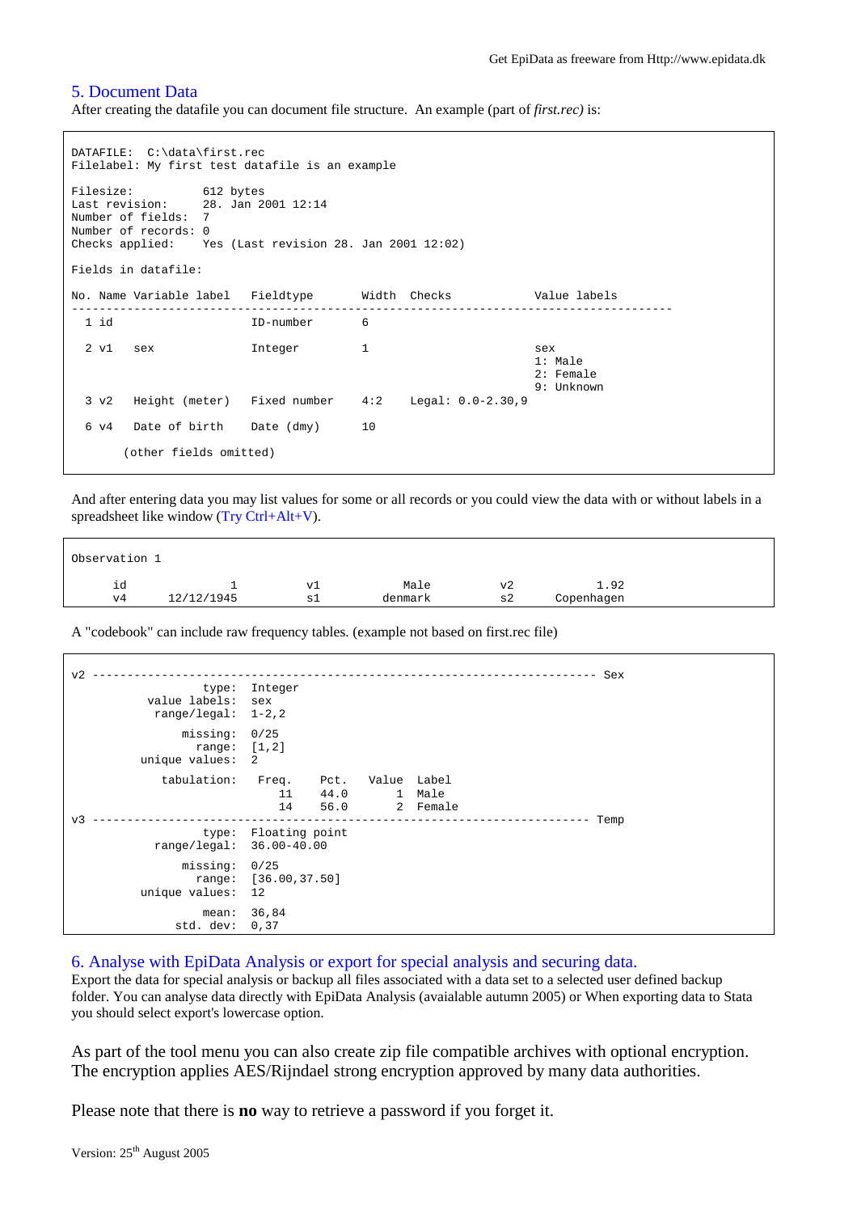## 5. Document Data

After creating the datafile you can document file structure. An example (part of *first.rec)* is:

```
DATAFILE:  C:\data\first.rec
Filelabel: My first test datafile is an example

Filesize:          612 bytes
Last revision:     28. Jan 2001 12:14
Number of fields:  7
Number of records: 0
Checks applied:    Yes (Last revision 28. Jan 2001 12:02)

Fields in datafile:

No. Name Variable label  Fieldtype      Width  Checks            Value labels
-------------------------------------------------------------------------------------
  1 id                   ID-number      6

  2 v1   sex             Integer        1                        sex
                                                                 1: Male
                                                                 2: Female
                                                                 9: Unknown
  3 v2   Height (meter)  Fixed number   4:2    Legal: 0.0-2.30,9

  6 v4   Date of birth   Date (dmy)     10

       (other fields omitted)
```

And after entering data you may list values for some or all records or you could view the data with or without labels in a spreadsheet like window (Try Ctrl+Alt+V).

```
Observation 1

     id            1          v1          Male        v2          1.92
     v4     12/12/1945        s1       denmark        s2    Copenhagen
```

A "codebook" can include raw frequency tables. (example not based on first.rec file)

```
v2 ------------------------------------------------------------------------- Sex
                   type:  Integer
           value labels:  sex
            range/legal:  1-2,2

                missing:  0/25
                  range:  [1,2]
          unique values:  2

             tabulation:   Freq.    Pct.   Value  Label
                              11    44.0       1  Male
                              14    56.0       2  Female
v3 ------------------------------------------------------------------------ Temp
                   type:  Floating point
            range/legal:  36.00-40.00

                missing:  0/25
                  range:  [36.00,37.50]
          unique values:  12

                   mean:  36,84
               std. dev:  0,37
```

## 6. Analyse with EpiData Analysis or export for special analysis and securing data.

Export the data for special analysis or backup all files associated with a data set to a selected user defined backup folder. You can analyse data directly with EpiData Analysis (avaialable autumn 2005) or When exporting data to Stata you should select export's lowercase option.

As part of the tool menu you can also create zip file compatible archives with optional encryption. The encryption applies AES/Rijndael strong encryption approved by many data authorities.

Please note that there is **no** way to retrieve a password if you forget it.

Version: 25th August 2005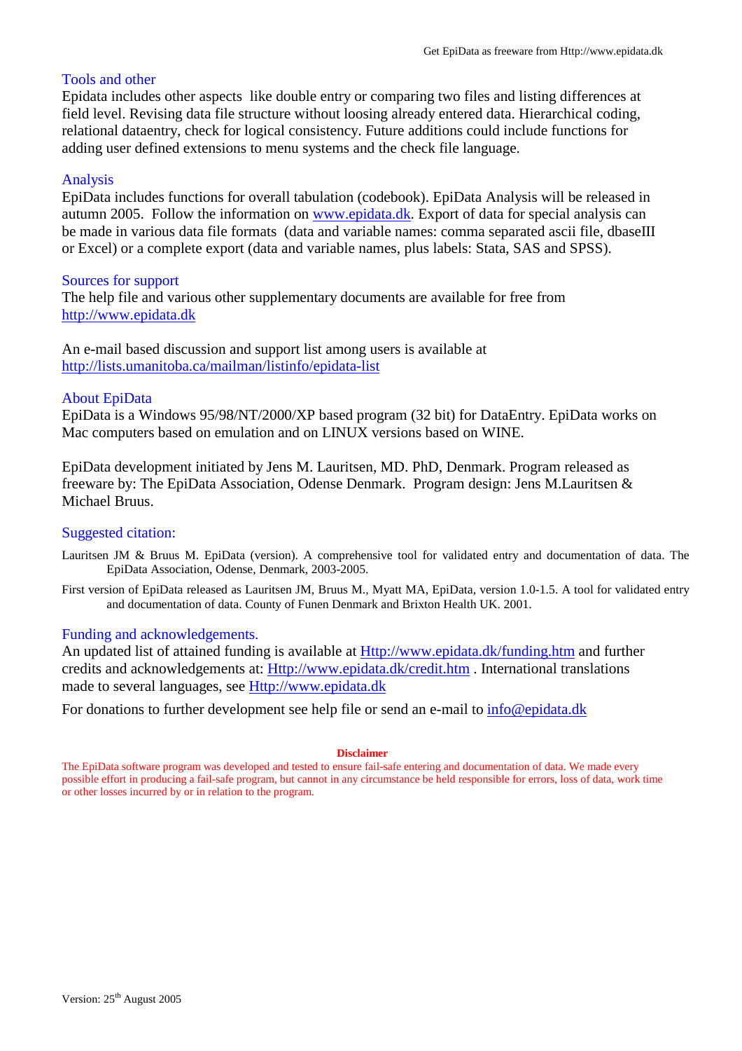## Tools and other

Epidata includes other aspects like double entry or comparing two files and listing differences at field level. Revising data file structure without loosing already entered data. Hierarchical coding, relational dataentry, check for logical consistency. Future additions could include functions for adding user defined extensions to menu systems and the check file language.

## Analysis

EpiData includes functions for overall tabulation (codebook). EpiData Analysis will be released in autumn 2005. Follow the information on www.epidata.dk. Export of data for special analysis can be made in various data file formats (data and variable names: comma separated ascii file, dbaseIII or Excel) or a complete export (data and variable names, plus labels: Stata, SAS and SPSS).

## Sources for support

The help file and various other supplementary documents are available for free from http://www.epidata.dk

An e-mail based discussion and support list among users is available at http://lists.umanitoba.ca/mailman/listinfo/epidata-list

## About EpiData

EpiData is a Windows 95/98/NT/2000/XP based program (32 bit) for DataEntry. EpiData works on Mac computers based on emulation and on LINUX versions based on WINE.

EpiData development initiated by Jens M. Lauritsen, MD. PhD, Denmark. Program released as freeware by: The EpiData Association, Odense Denmark. Program design: Jens M.Lauritsen & Michael Bruus.

## Suggested citation:

Lauritsen JM & Bruus M. EpiData (version). A comprehensive tool for validated entry and documentation of data. The EpiData Association, Odense, Denmark, 2003-2005.

First version of EpiData released as Lauritsen JM, Bruus M., Myatt MA, EpiData, version 1.0-1.5. A tool for validated entry and documentation of data. County of Funen Denmark and Brixton Health UK. 2001.

## Funding and acknowledgements.

An updated list of attained funding is available at Http://www.epidata.dk/funding.htm and further credits and acknowledgements at: Http://www.epidata.dk/credit.htm . International translations made to several languages, see Http://www.epidata.dk

For donations to further development see help file or send an e-mail to info@epidata.dk

**Disclaimer**

The EpiData software program was developed and tested to ensure fail-safe entering and documentation of data. We made every possible effort in producing a fail-safe program, but cannot in any circumstance be held responsible for errors, loss of data, work time or other losses incurred by or in relation to the program.

Version: 25th August 2005